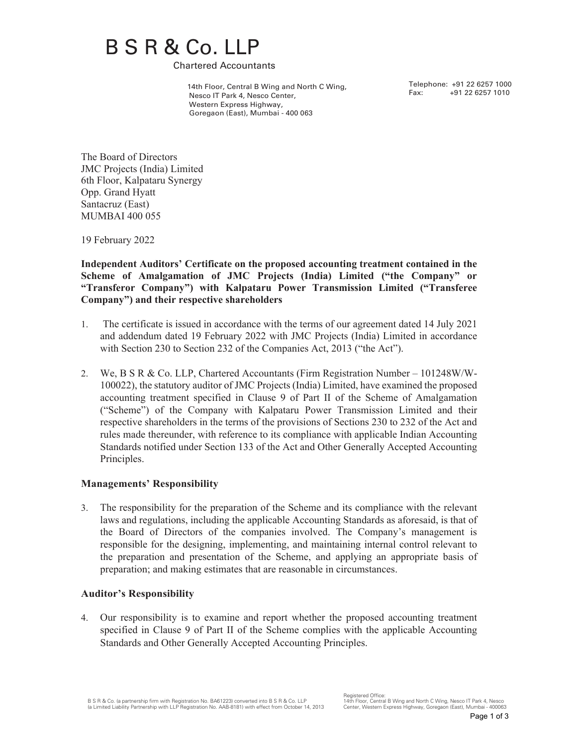# B S R & Co. LLP

Chartered Accountants

14th Floor, Central B Wing and North C Wing,
Nesco IT Park 4, Nesco Center,
Western Express Highway,
Goregaon (East), Mumbai - 400 063

Telephone: +91 22 6257 1000
Fax: +91 22 6257 1010

The Board of Directors
JMC Projects (India) Limited
6th Floor, Kalpataru Synergy
Opp. Grand Hyatt
Santacruz (East)
MUMBAI 400 055

19 February 2022

**Independent Auditors' Certificate on the proposed accounting treatment contained in the Scheme of Amalgamation of JMC Projects (India) Limited ("the Company" or "Transferor Company") with Kalpataru Power Transmission Limited ("Transferee Company") and their respective shareholders**

1. The certificate is issued in accordance with the terms of our agreement dated 14 July 2021 and addendum dated 19 February 2022 with JMC Projects (India) Limited in accordance with Section 230 to Section 232 of the Companies Act, 2013 ("the Act").

2. We, B S R & Co. LLP, Chartered Accountants (Firm Registration Number – 101248W/W-100022), the statutory auditor of JMC Projects (India) Limited, have examined the proposed accounting treatment specified in Clause 9 of Part II of the Scheme of Amalgamation ("Scheme") of the Company with Kalpataru Power Transmission Limited and their respective shareholders in the terms of the provisions of Sections 230 to 232 of the Act and rules made thereunder, with reference to its compliance with applicable Indian Accounting Standards notified under Section 133 of the Act and Other Generally Accepted Accounting Principles.

### Managements' Responsibility

3. The responsibility for the preparation of the Scheme and its compliance with the relevant laws and regulations, including the applicable Accounting Standards as aforesaid, is that of the Board of Directors of the companies involved. The Company's management is responsible for the designing, implementing, and maintaining internal control relevant to the preparation and presentation of the Scheme, and applying an appropriate basis of preparation; and making estimates that are reasonable in circumstances.

### Auditor's Responsibility

4. Our responsibility is to examine and report whether the proposed accounting treatment specified in Clause 9 of Part II of the Scheme complies with the applicable Accounting Standards and Other Generally Accepted Accounting Principles.

B S R & Co. (a partnership firm with Registration No. BA61223) converted into B S R & Co. LLP (a Limited Liability Partnership with LLP Registration No. AAB-8181) with effect from October 14, 2013

Registered Office:
14th Floor, Central B Wing and North C Wing, Nesco IT Park 4, Nesco Center, Western Express Highway, Goregaon (East), Mumbai - 400063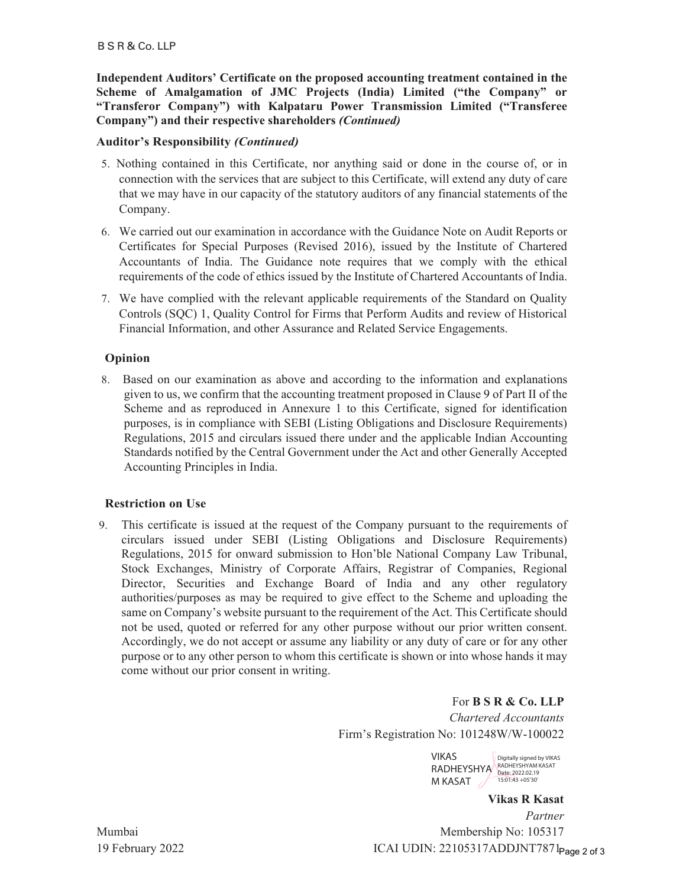**Independent Auditors' Certificate on the proposed accounting treatment contained in the Scheme of Amalgamation of JMC Projects (India) Limited ("the Company" or "Transferor Company") with Kalpataru Power Transmission Limited ("Transferee Company") and their respective shareholders *(Continued)***

**Auditor's Responsibility *(Continued)***

5. Nothing contained in this Certificate, nor anything said or done in the course of, or in connection with the services that are subject to this Certificate, will extend any duty of care that we may have in our capacity of the statutory auditors of any financial statements of the Company.

6. We carried out our examination in accordance with the Guidance Note on Audit Reports or Certificates for Special Purposes (Revised 2016), issued by the Institute of Chartered Accountants of India. The Guidance note requires that we comply with the ethical requirements of the code of ethics issued by the Institute of Chartered Accountants of India.

7. We have complied with the relevant applicable requirements of the Standard on Quality Controls (SQC) 1, Quality Control for Firms that Perform Audits and review of Historical Financial Information, and other Assurance and Related Service Engagements.

**Opinion**

8. Based on our examination as above and according to the information and explanations given to us, we confirm that the accounting treatment proposed in Clause 9 of Part II of the Scheme and as reproduced in Annexure 1 to this Certificate, signed for identification purposes, is in compliance with SEBI (Listing Obligations and Disclosure Requirements) Regulations, 2015 and circulars issued there under and the applicable Indian Accounting Standards notified by the Central Government under the Act and other Generally Accepted Accounting Principles in India.

**Restriction on Use**

9. This certificate is issued at the request of the Company pursuant to the requirements of circulars issued under SEBI (Listing Obligations and Disclosure Requirements) Regulations, 2015 for onward submission to Hon'ble National Company Law Tribunal, Stock Exchanges, Ministry of Corporate Affairs, Registrar of Companies, Regional Director, Securities and Exchange Board of India and any other regulatory authorities/purposes as may be required to give effect to the Scheme and uploading the same on Company's website pursuant to the requirement of the Act. This Certificate should not be used, quoted or referred for any other purpose without our prior written consent. Accordingly, we do not accept or assume any liability or any duty of care or for any other purpose or to any other person to whom this certificate is shown or into whose hands it may come without our prior consent in writing.

For **B S R & Co. LLP**
*Chartered Accountants*
Firm's Registration No: 101248W/W-100022

VIKAS RADHEYSHYAM KASAT
Digitally signed by VIKAS RADHEYSHYAM KASAT
Date: 2022.02.19 15:01:43 +05'30'

**Vikas R Kasat**
*Partner*
Membership No: 105317
ICAI UDIN: 22105317ADDJNT7871

Mumbai
19 February 2022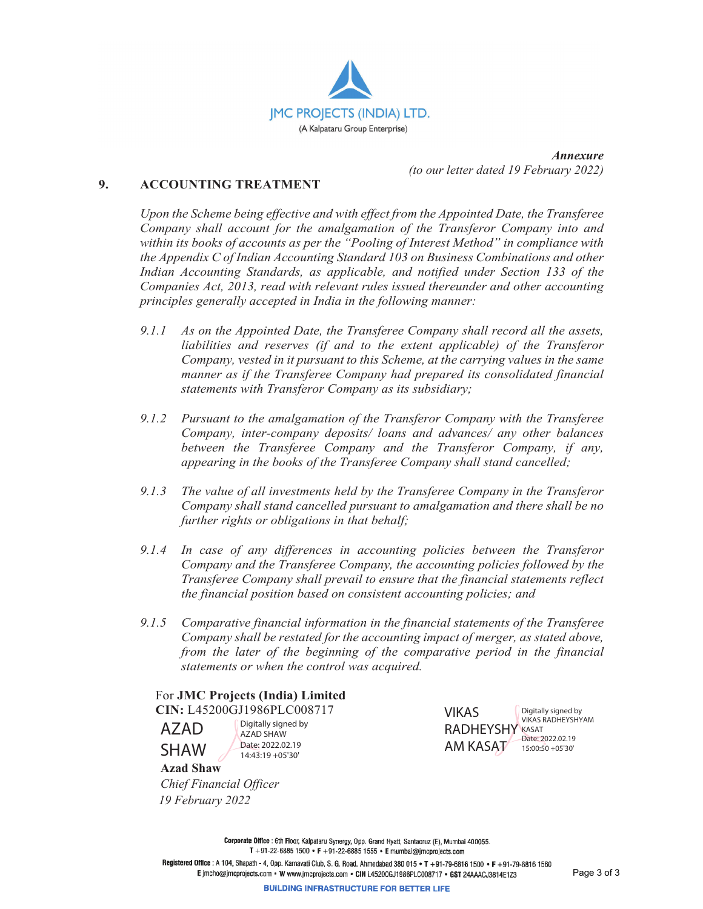JMC PROJECTS (INDIA) LTD.
(A Kalpataru Group Enterprise)

***Annexure***
*(to our letter dated 19 February 2022)*

## 9. ACCOUNTING TREATMENT

*Upon the Scheme being effective and with effect from the Appointed Date, the Transferee Company shall account for the amalgamation of the Transferor Company into and within its books of accounts as per the "Pooling of Interest Method" in compliance with the Appendix C of Indian Accounting Standard 103 on Business Combinations and other Indian Accounting Standards, as applicable, and notified under Section 133 of the Companies Act, 2013, read with relevant rules issued thereunder and other accounting principles generally accepted in India in the following manner:*

*9.1.1 As on the Appointed Date, the Transferee Company shall record all the assets, liabilities and reserves (if and to the extent applicable) of the Transferor Company, vested in it pursuant to this Scheme, at the carrying values in the same manner as if the Transferee Company had prepared its consolidated financial statements with Transferor Company as its subsidiary;*

*9.1.2 Pursuant to the amalgamation of the Transferor Company with the Transferee Company, inter-company deposits/ loans and advances/ any other balances between the Transferee Company and the Transferor Company, if any, appearing in the books of the Transferee Company shall stand cancelled;*

*9.1.3 The value of all investments held by the Transferee Company in the Transferor Company shall stand cancelled pursuant to amalgamation and there shall be no further rights or obligations in that behalf;*

*9.1.4 In case of any differences in accounting policies between the Transferor Company and the Transferee Company, the accounting policies followed by the Transferee Company shall prevail to ensure that the financial statements reflect the financial position based on consistent accounting policies; and*

*9.1.5 Comparative financial information in the financial statements of the Transferee Company shall be restated for the accounting impact of merger, as stated above, from the later of the beginning of the comparative period in the financial statements or when the control was acquired.*

For **JMC Projects (India) Limited**
**CIN:** L45200GJ1986PLC008717

AZAD SHAW — Digitally signed by AZAD SHAW Date: 2022.02.19 14:43:19 +05'30'

VIKAS RADHEYSHYAM KASAT — Digitally signed by VIKAS RADHEYSHYAM KASAT Date: 2022.02.19 15:00:50 +05'30'

**Azad Shaw**
*Chief Financial Officer*
*19 February 2022*

**Corporate Office** : 6th Floor, Kalpataru Synergy, Opp. Grand Hyatt, Santacruz (E), Mumbai 400055.
T +91-22-6885 1500 • F +91-22-6885 1555 • E mumbai@jmcprojects.com
**Registered Office** : A 104, Shapath - 4, Opp. Karnavati Club, S. G. Road, Ahmedabad 380 015 • T +91-79-6816 1500 • F +91-79-6816 1560
E jmcho@jmcprojects.com • W www.jmcprojects.com • CIN L45200GJ1986PLC008717 • GST 24AAACJ3814E1Z3

BUILDING INFRASTRUCTURE FOR BETTER LIFE